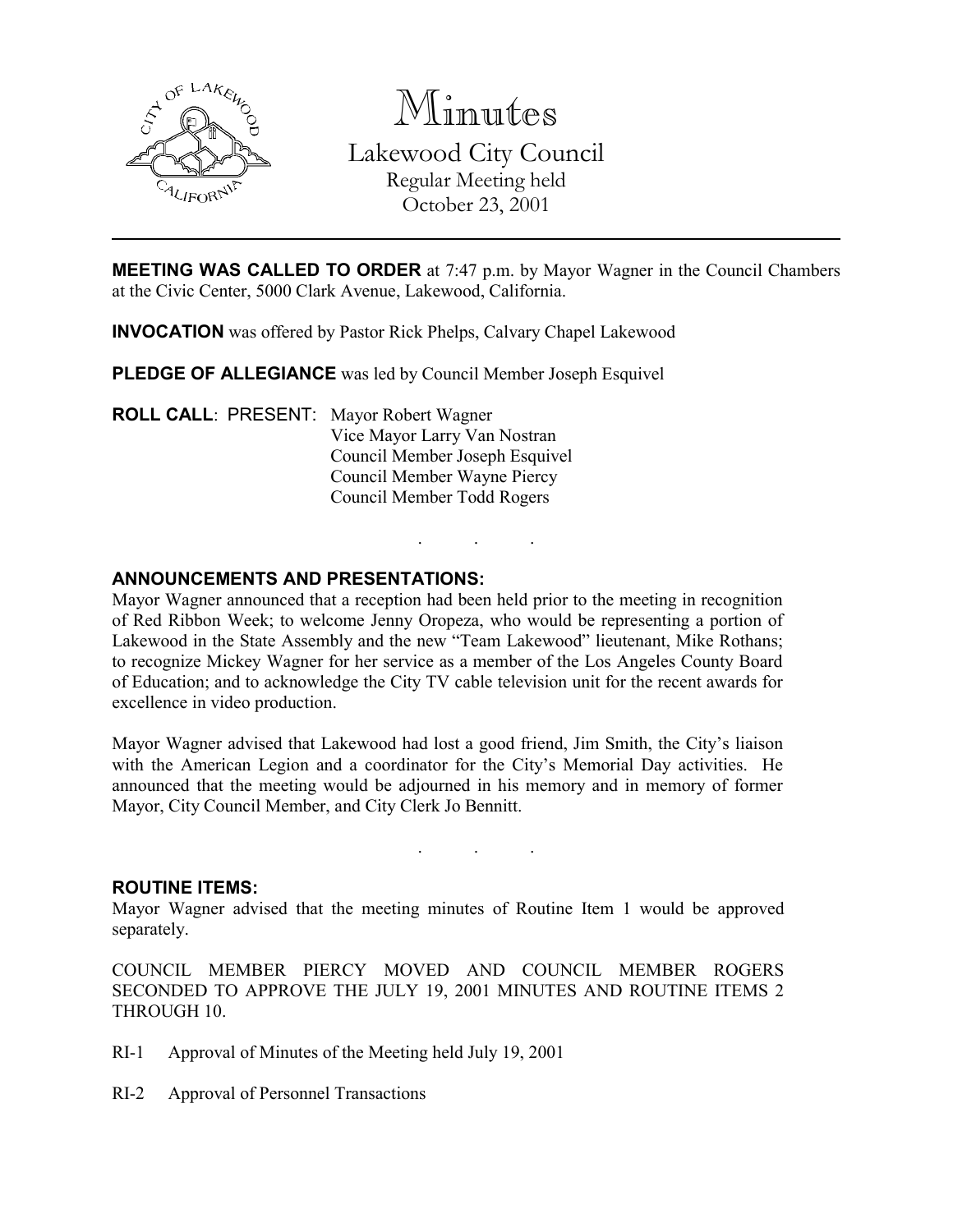# Minutes

## Lakewood City Council

Regular Meeting held
October 23, 2001

---

**MEETING WAS CALLED TO ORDER** at 7:47 p.m. by Mayor Wagner in the Council Chambers at the Civic Center, 5000 Clark Avenue, Lakewood, California.

**INVOCATION** was offered by Pastor Rick Phelps, Calvary Chapel Lakewood

**PLEDGE OF ALLEGIANCE** was led by Council Member Joseph Esquivel

**ROLL CALL**: PRESENT: Mayor Robert Wagner
Vice Mayor Larry Van Nostran
Council Member Joseph Esquivel
Council Member Wayne Piercy
Council Member Todd Rogers

. . .

**ANNOUNCEMENTS AND PRESENTATIONS:**

Mayor Wagner announced that a reception had been held prior to the meeting in recognition of Red Ribbon Week; to welcome Jenny Oropeza, who would be representing a portion of Lakewood in the State Assembly and the new "Team Lakewood" lieutenant, Mike Rothans; to recognize Mickey Wagner for her service as a member of the Los Angeles County Board of Education; and to acknowledge the City TV cable television unit for the recent awards for excellence in video production.

Mayor Wagner advised that Lakewood had lost a good friend, Jim Smith, the City's liaison with the American Legion and a coordinator for the City's Memorial Day activities. He announced that the meeting would be adjourned in his memory and in memory of former Mayor, City Council Member, and City Clerk Jo Bennitt.

. . .

**ROUTINE ITEMS:**

Mayor Wagner advised that the meeting minutes of Routine Item 1 would be approved separately.

COUNCIL MEMBER PIERCY MOVED AND COUNCIL MEMBER ROGERS SECONDED TO APPROVE THE JULY 19, 2001 MINUTES AND ROUTINE ITEMS 2 THROUGH 10.

RI-1 Approval of Minutes of the Meeting held July 19, 2001

RI-2 Approval of Personnel Transactions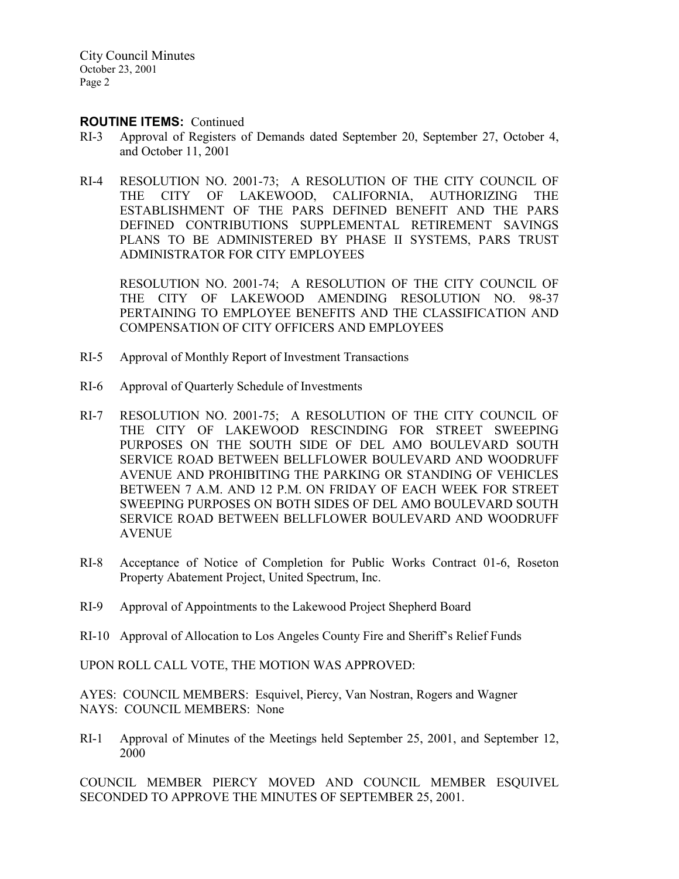**ROUTINE ITEMS:** Continued

RI-3 Approval of Registers of Demands dated September 20, September 27, October 4, and October 11, 2001

RI-4 RESOLUTION NO. 2001-73; A RESOLUTION OF THE CITY COUNCIL OF THE CITY OF LAKEWOOD, CALIFORNIA, AUTHORIZING THE ESTABLISHMENT OF THE PARS DEFINED BENEFIT AND THE PARS DEFINED CONTRIBUTIONS SUPPLEMENTAL RETIREMENT SAVINGS PLANS TO BE ADMINISTERED BY PHASE II SYSTEMS, PARS TRUST ADMINISTRATOR FOR CITY EMPLOYEES

RESOLUTION NO. 2001-74; A RESOLUTION OF THE CITY COUNCIL OF THE CITY OF LAKEWOOD AMENDING RESOLUTION NO. 98-37 PERTAINING TO EMPLOYEE BENEFITS AND THE CLASSIFICATION AND COMPENSATION OF CITY OFFICERS AND EMPLOYEES

RI-5 Approval of Monthly Report of Investment Transactions

RI-6 Approval of Quarterly Schedule of Investments

RI-7 RESOLUTION NO. 2001-75; A RESOLUTION OF THE CITY COUNCIL OF THE CITY OF LAKEWOOD RESCINDING FOR STREET SWEEPING PURPOSES ON THE SOUTH SIDE OF DEL AMO BOULEVARD SOUTH SERVICE ROAD BETWEEN BELLFLOWER BOULEVARD AND WOODRUFF AVENUE AND PROHIBITING THE PARKING OR STANDING OF VEHICLES BETWEEN 7 A.M. AND 12 P.M. ON FRIDAY OF EACH WEEK FOR STREET SWEEPING PURPOSES ON BOTH SIDES OF DEL AMO BOULEVARD SOUTH SERVICE ROAD BETWEEN BELLFLOWER BOULEVARD AND WOODRUFF AVENUE

RI-8 Acceptance of Notice of Completion for Public Works Contract 01-6, Roseton Property Abatement Project, United Spectrum, Inc.

RI-9 Approval of Appointments to the Lakewood Project Shepherd Board

RI-10 Approval of Allocation to Los Angeles County Fire and Sheriff's Relief Funds

UPON ROLL CALL VOTE, THE MOTION WAS APPROVED:

AYES: COUNCIL MEMBERS: Esquivel, Piercy, Van Nostran, Rogers and Wagner
NAYS: COUNCIL MEMBERS: None

RI-1 Approval of Minutes of the Meetings held September 25, 2001, and September 12, 2000

COUNCIL MEMBER PIERCY MOVED AND COUNCIL MEMBER ESQUIVEL SECONDED TO APPROVE THE MINUTES OF SEPTEMBER 25, 2001.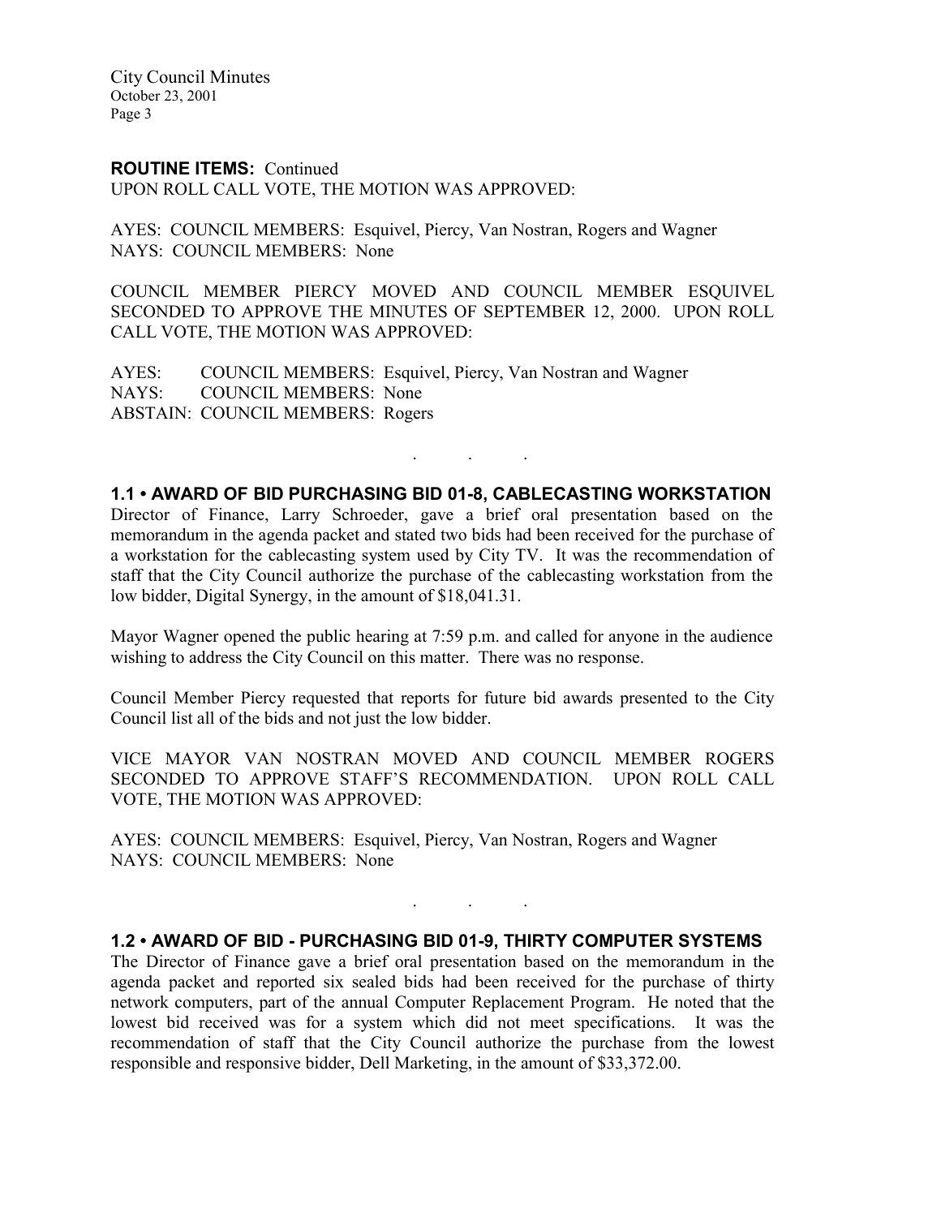**ROUTINE ITEMS:** Continued

UPON ROLL CALL VOTE, THE MOTION WAS APPROVED:

AYES: COUNCIL MEMBERS: Esquivel, Piercy, Van Nostran, Rogers and Wagner
NAYS: COUNCIL MEMBERS: None

COUNCIL MEMBER PIERCY MOVED AND COUNCIL MEMBER ESQUIVEL SECONDED TO APPROVE THE MINUTES OF SEPTEMBER 12, 2000. UPON ROLL CALL VOTE, THE MOTION WAS APPROVED:

AYES: COUNCIL MEMBERS: Esquivel, Piercy, Van Nostran and Wagner
NAYS: COUNCIL MEMBERS: None
ABSTAIN: COUNCIL MEMBERS: Rogers

. . .

### 1.1 • AWARD OF BID PURCHASING BID 01-8, CABLECASTING WORKSTATION

Director of Finance, Larry Schroeder, gave a brief oral presentation based on the memorandum in the agenda packet and stated two bids had been received for the purchase of a workstation for the cablecasting system used by City TV. It was the recommendation of staff that the City Council authorize the purchase of the cablecasting workstation from the low bidder, Digital Synergy, in the amount of $18,041.31.

Mayor Wagner opened the public hearing at 7:59 p.m. and called for anyone in the audience wishing to address the City Council on this matter. There was no response.

Council Member Piercy requested that reports for future bid awards presented to the City Council list all of the bids and not just the low bidder.

VICE MAYOR VAN NOSTRAN MOVED AND COUNCIL MEMBER ROGERS SECONDED TO APPROVE STAFF'S RECOMMENDATION. UPON ROLL CALL VOTE, THE MOTION WAS APPROVED:

AYES: COUNCIL MEMBERS: Esquivel, Piercy, Van Nostran, Rogers and Wagner
NAYS: COUNCIL MEMBERS: None

. . .

### 1.2 • AWARD OF BID - PURCHASING BID 01-9, THIRTY COMPUTER SYSTEMS

The Director of Finance gave a brief oral presentation based on the memorandum in the agenda packet and reported six sealed bids had been received for the purchase of thirty network computers, part of the annual Computer Replacement Program. He noted that the lowest bid received was for a system which did not meet specifications. It was the recommendation of staff that the City Council authorize the purchase from the lowest responsible and responsive bidder, Dell Marketing, in the amount of $33,372.00.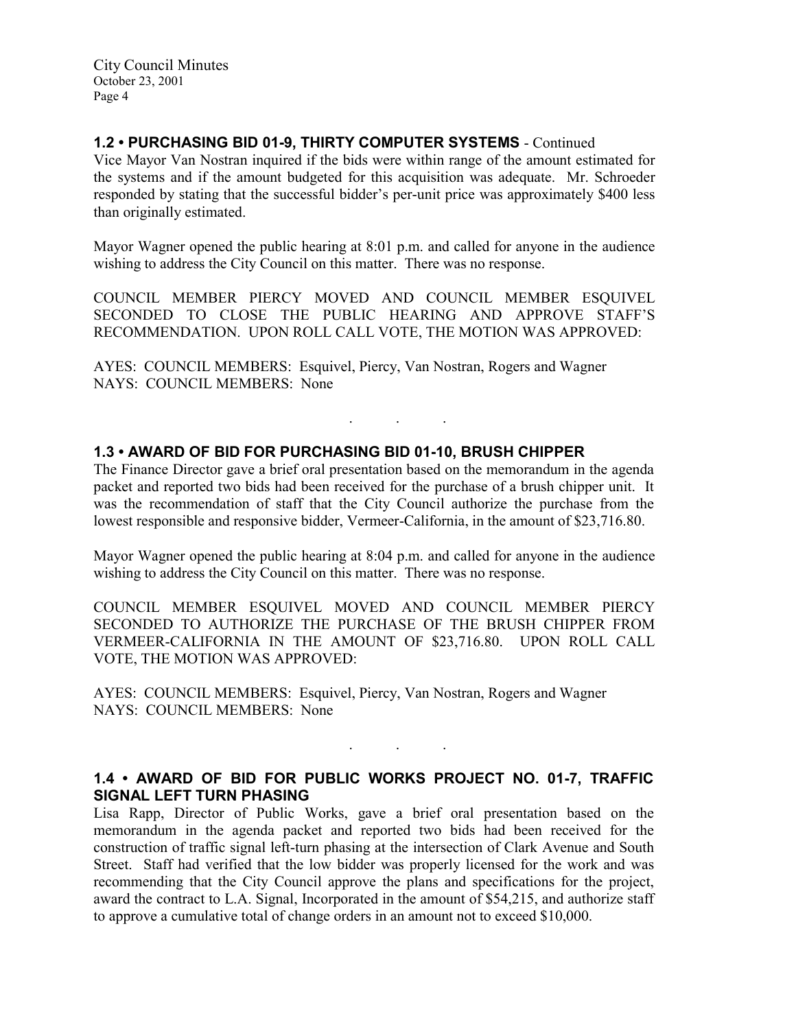## 1.2 • PURCHASING BID 01-9, THIRTY COMPUTER SYSTEMS - Continued

Vice Mayor Van Nostran inquired if the bids were within range of the amount estimated for the systems and if the amount budgeted for this acquisition was adequate. Mr. Schroeder responded by stating that the successful bidder's per-unit price was approximately $400 less than originally estimated.

Mayor Wagner opened the public hearing at 8:01 p.m. and called for anyone in the audience wishing to address the City Council on this matter. There was no response.

COUNCIL MEMBER PIERCY MOVED AND COUNCIL MEMBER ESQUIVEL SECONDED TO CLOSE THE PUBLIC HEARING AND APPROVE STAFF'S RECOMMENDATION. UPON ROLL CALL VOTE, THE MOTION WAS APPROVED:

AYES: COUNCIL MEMBERS: Esquivel, Piercy, Van Nostran, Rogers and Wagner
NAYS: COUNCIL MEMBERS: None

. . .

## 1.3 • AWARD OF BID FOR PURCHASING BID 01-10, BRUSH CHIPPER

The Finance Director gave a brief oral presentation based on the memorandum in the agenda packet and reported two bids had been received for the purchase of a brush chipper unit. It was the recommendation of staff that the City Council authorize the purchase from the lowest responsible and responsive bidder, Vermeer-California, in the amount of $23,716.80.

Mayor Wagner opened the public hearing at 8:04 p.m. and called for anyone in the audience wishing to address the City Council on this matter. There was no response.

COUNCIL MEMBER ESQUIVEL MOVED AND COUNCIL MEMBER PIERCY SECONDED TO AUTHORIZE THE PURCHASE OF THE BRUSH CHIPPER FROM VERMEER-CALIFORNIA IN THE AMOUNT OF $23,716.80. UPON ROLL CALL VOTE, THE MOTION WAS APPROVED:

AYES: COUNCIL MEMBERS: Esquivel, Piercy, Van Nostran, Rogers and Wagner
NAYS: COUNCIL MEMBERS: None

. . .

## 1.4 • AWARD OF BID FOR PUBLIC WORKS PROJECT NO. 01-7, TRAFFIC SIGNAL LEFT TURN PHASING

Lisa Rapp, Director of Public Works, gave a brief oral presentation based on the memorandum in the agenda packet and reported two bids had been received for the construction of traffic signal left-turn phasing at the intersection of Clark Avenue and South Street. Staff had verified that the low bidder was properly licensed for the work and was recommending that the City Council approve the plans and specifications for the project, award the contract to L.A. Signal, Incorporated in the amount of $54,215, and authorize staff to approve a cumulative total of change orders in an amount not to exceed $10,000.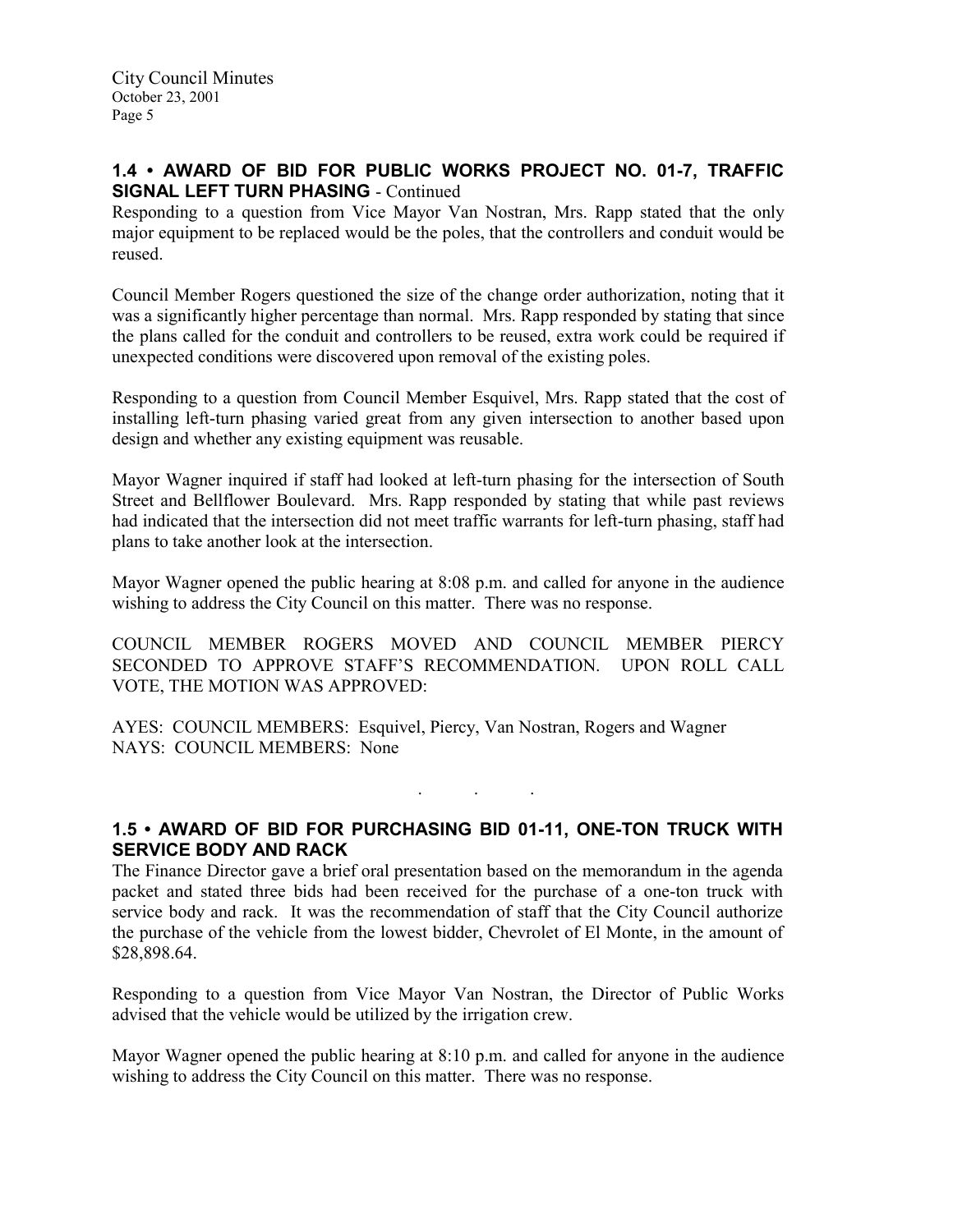## 1.4 • AWARD OF BID FOR PUBLIC WORKS PROJECT NO. 01-7, TRAFFIC SIGNAL LEFT TURN PHASING - Continued

Responding to a question from Vice Mayor Van Nostran, Mrs. Rapp stated that the only major equipment to be replaced would be the poles, that the controllers and conduit would be reused.

Council Member Rogers questioned the size of the change order authorization, noting that it was a significantly higher percentage than normal. Mrs. Rapp responded by stating that since the plans called for the conduit and controllers to be reused, extra work could be required if unexpected conditions were discovered upon removal of the existing poles.

Responding to a question from Council Member Esquivel, Mrs. Rapp stated that the cost of installing left-turn phasing varied great from any given intersection to another based upon design and whether any existing equipment was reusable.

Mayor Wagner inquired if staff had looked at left-turn phasing for the intersection of South Street and Bellflower Boulevard. Mrs. Rapp responded by stating that while past reviews had indicated that the intersection did not meet traffic warrants for left-turn phasing, staff had plans to take another look at the intersection.

Mayor Wagner opened the public hearing at 8:08 p.m. and called for anyone in the audience wishing to address the City Council on this matter. There was no response.

COUNCIL MEMBER ROGERS MOVED AND COUNCIL MEMBER PIERCY SECONDED TO APPROVE STAFF'S RECOMMENDATION. UPON ROLL CALL VOTE, THE MOTION WAS APPROVED:

AYES: COUNCIL MEMBERS: Esquivel, Piercy, Van Nostran, Rogers and Wagner
NAYS: COUNCIL MEMBERS: None

. . .

## 1.5 • AWARD OF BID FOR PURCHASING BID 01-11, ONE-TON TRUCK WITH SERVICE BODY AND RACK

The Finance Director gave a brief oral presentation based on the memorandum in the agenda packet and stated three bids had been received for the purchase of a one-ton truck with service body and rack. It was the recommendation of staff that the City Council authorize the purchase of the vehicle from the lowest bidder, Chevrolet of El Monte, in the amount of $28,898.64.

Responding to a question from Vice Mayor Van Nostran, the Director of Public Works advised that the vehicle would be utilized by the irrigation crew.

Mayor Wagner opened the public hearing at 8:10 p.m. and called for anyone in the audience wishing to address the City Council on this matter. There was no response.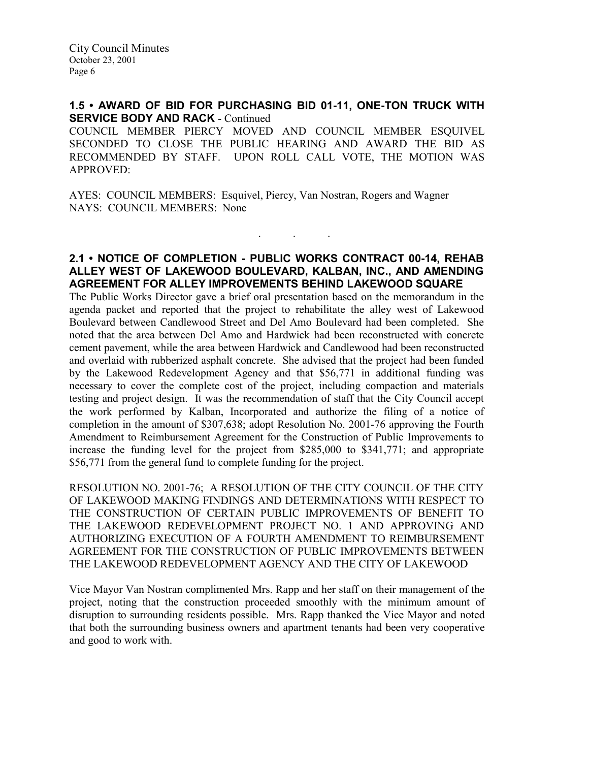## 1.5 • AWARD OF BID FOR PURCHASING BID 01-11, ONE-TON TRUCK WITH SERVICE BODY AND RACK - Continued

COUNCIL MEMBER PIERCY MOVED AND COUNCIL MEMBER ESQUIVEL SECONDED TO CLOSE THE PUBLIC HEARING AND AWARD THE BID AS RECOMMENDED BY STAFF. UPON ROLL CALL VOTE, THE MOTION WAS APPROVED:

AYES: COUNCIL MEMBERS: Esquivel, Piercy, Van Nostran, Rogers and Wagner
NAYS: COUNCIL MEMBERS: None

. . .

## 2.1 • NOTICE OF COMPLETION - PUBLIC WORKS CONTRACT 00-14, REHAB ALLEY WEST OF LAKEWOOD BOULEVARD, KALBAN, INC., AND AMENDING AGREEMENT FOR ALLEY IMPROVEMENTS BEHIND LAKEWOOD SQUARE

The Public Works Director gave a brief oral presentation based on the memorandum in the agenda packet and reported that the project to rehabilitate the alley west of Lakewood Boulevard between Candlewood Street and Del Amo Boulevard had been completed. She noted that the area between Del Amo and Hardwick had been reconstructed with concrete cement pavement, while the area between Hardwick and Candlewood had been reconstructed and overlaid with rubberized asphalt concrete. She advised that the project had been funded by the Lakewood Redevelopment Agency and that $56,771 in additional funding was necessary to cover the complete cost of the project, including compaction and materials testing and project design. It was the recommendation of staff that the City Council accept the work performed by Kalban, Incorporated and authorize the filing of a notice of completion in the amount of $307,638; adopt Resolution No. 2001-76 approving the Fourth Amendment to Reimbursement Agreement for the Construction of Public Improvements to increase the funding level for the project from $285,000 to $341,771; and appropriate $56,771 from the general fund to complete funding for the project.

RESOLUTION NO. 2001-76; A RESOLUTION OF THE CITY COUNCIL OF THE CITY OF LAKEWOOD MAKING FINDINGS AND DETERMINATIONS WITH RESPECT TO THE CONSTRUCTION OF CERTAIN PUBLIC IMPROVEMENTS OF BENEFIT TO THE LAKEWOOD REDEVELOPMENT PROJECT NO. 1 AND APPROVING AND AUTHORIZING EXECUTION OF A FOURTH AMENDMENT TO REIMBURSEMENT AGREEMENT FOR THE CONSTRUCTION OF PUBLIC IMPROVEMENTS BETWEEN THE LAKEWOOD REDEVELOPMENT AGENCY AND THE CITY OF LAKEWOOD

Vice Mayor Van Nostran complimented Mrs. Rapp and her staff on their management of the project, noting that the construction proceeded smoothly with the minimum amount of disruption to surrounding residents possible. Mrs. Rapp thanked the Vice Mayor and noted that both the surrounding business owners and apartment tenants had been very cooperative and good to work with.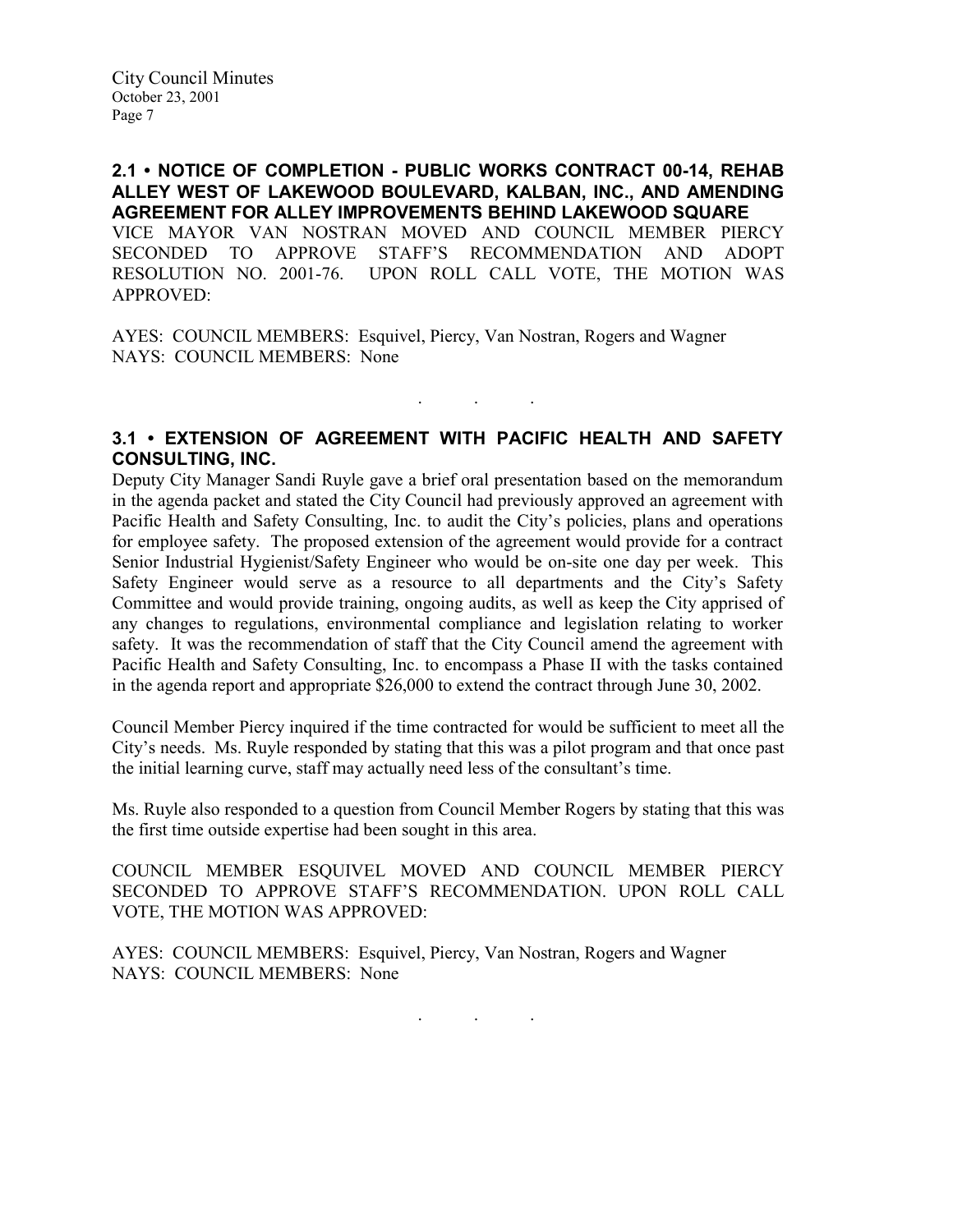**2.1 • NOTICE OF COMPLETION - PUBLIC WORKS CONTRACT 00-14, REHAB ALLEY WEST OF LAKEWOOD BOULEVARD, KALBAN, INC., AND AMENDING AGREEMENT FOR ALLEY IMPROVEMENTS BEHIND LAKEWOOD SQUARE**

VICE MAYOR VAN NOSTRAN MOVED AND COUNCIL MEMBER PIERCY SECONDED TO APPROVE STAFF'S RECOMMENDATION AND ADOPT RESOLUTION NO. 2001-76. UPON ROLL CALL VOTE, THE MOTION WAS APPROVED:

AYES: COUNCIL MEMBERS: Esquivel, Piercy, Van Nostran, Rogers and Wagner
NAYS: COUNCIL MEMBERS: None

. . .

**3.1 • EXTENSION OF AGREEMENT WITH PACIFIC HEALTH AND SAFETY CONSULTING, INC.**

Deputy City Manager Sandi Ruyle gave a brief oral presentation based on the memorandum in the agenda packet and stated the City Council had previously approved an agreement with Pacific Health and Safety Consulting, Inc. to audit the City's policies, plans and operations for employee safety. The proposed extension of the agreement would provide for a contract Senior Industrial Hygienist/Safety Engineer who would be on-site one day per week. This Safety Engineer would serve as a resource to all departments and the City's Safety Committee and would provide training, ongoing audits, as well as keep the City apprised of any changes to regulations, environmental compliance and legislation relating to worker safety. It was the recommendation of staff that the City Council amend the agreement with Pacific Health and Safety Consulting, Inc. to encompass a Phase II with the tasks contained in the agenda report and appropriate $26,000 to extend the contract through June 30, 2002.

Council Member Piercy inquired if the time contracted for would be sufficient to meet all the City's needs. Ms. Ruyle responded by stating that this was a pilot program and that once past the initial learning curve, staff may actually need less of the consultant's time.

Ms. Ruyle also responded to a question from Council Member Rogers by stating that this was the first time outside expertise had been sought in this area.

COUNCIL MEMBER ESQUIVEL MOVED AND COUNCIL MEMBER PIERCY SECONDED TO APPROVE STAFF'S RECOMMENDATION. UPON ROLL CALL VOTE, THE MOTION WAS APPROVED:

AYES: COUNCIL MEMBERS: Esquivel, Piercy, Van Nostran, Rogers and Wagner
NAYS: COUNCIL MEMBERS: None

. . .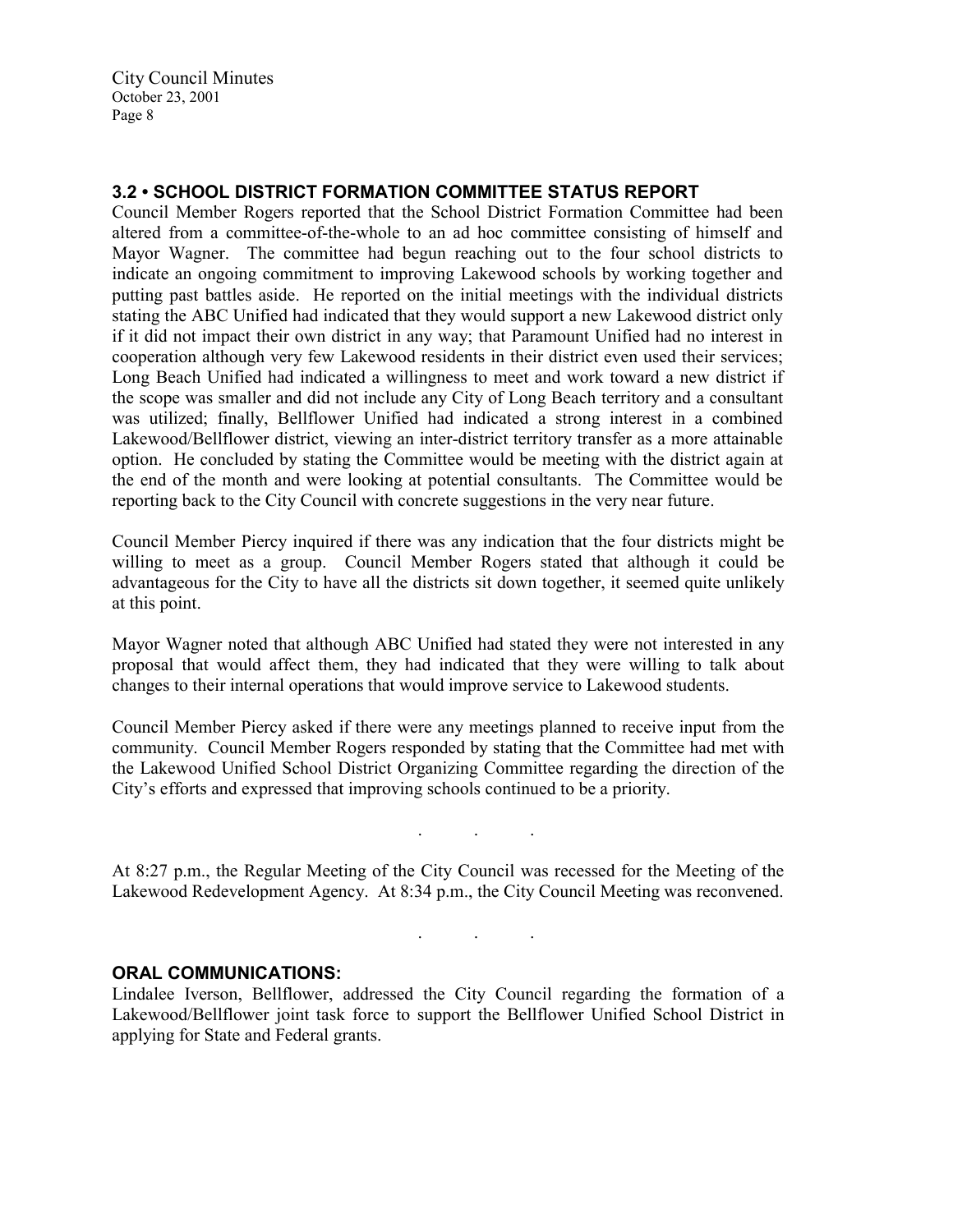### 3.2 • SCHOOL DISTRICT FORMATION COMMITTEE STATUS REPORT

Council Member Rogers reported that the School District Formation Committee had been altered from a committee-of-the-whole to an ad hoc committee consisting of himself and Mayor Wagner. The committee had begun reaching out to the four school districts to indicate an ongoing commitment to improving Lakewood schools by working together and putting past battles aside. He reported on the initial meetings with the individual districts stating the ABC Unified had indicated that they would support a new Lakewood district only if it did not impact their own district in any way; that Paramount Unified had no interest in cooperation although very few Lakewood residents in their district even used their services; Long Beach Unified had indicated a willingness to meet and work toward a new district if the scope was smaller and did not include any City of Long Beach territory and a consultant was utilized; finally, Bellflower Unified had indicated a strong interest in a combined Lakewood/Bellflower district, viewing an inter-district territory transfer as a more attainable option. He concluded by stating the Committee would be meeting with the district again at the end of the month and were looking at potential consultants. The Committee would be reporting back to the City Council with concrete suggestions in the very near future.

Council Member Piercy inquired if there was any indication that the four districts might be willing to meet as a group. Council Member Rogers stated that although it could be advantageous for the City to have all the districts sit down together, it seemed quite unlikely at this point.

Mayor Wagner noted that although ABC Unified had stated they were not interested in any proposal that would affect them, they had indicated that they were willing to talk about changes to their internal operations that would improve service to Lakewood students.

Council Member Piercy asked if there were any meetings planned to receive input from the community. Council Member Rogers responded by stating that the Committee had met with the Lakewood Unified School District Organizing Committee regarding the direction of the City's efforts and expressed that improving schools continued to be a priority.

. . .

At 8:27 p.m., the Regular Meeting of the City Council was recessed for the Meeting of the Lakewood Redevelopment Agency. At 8:34 p.m., the City Council Meeting was reconvened.

. . .

### ORAL COMMUNICATIONS:

Lindalee Iverson, Bellflower, addressed the City Council regarding the formation of a Lakewood/Bellflower joint task force to support the Bellflower Unified School District in applying for State and Federal grants.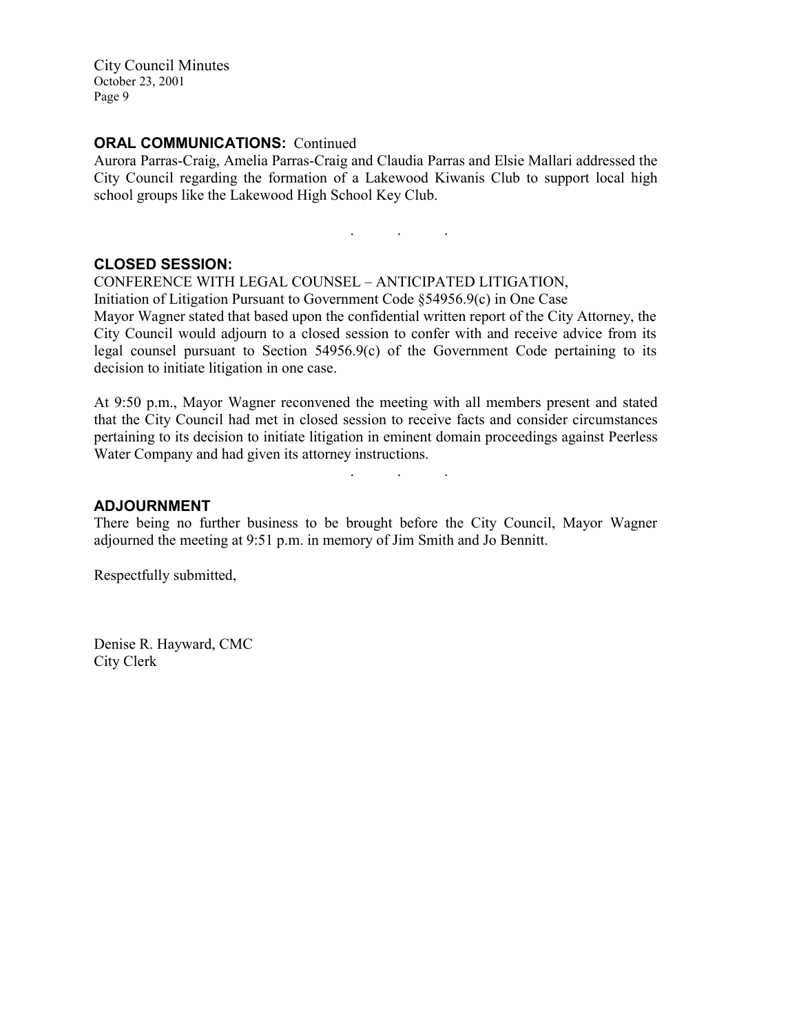**ORAL COMMUNICATIONS:** Continued

Aurora Parras-Craig, Amelia Parras-Craig and Claudia Parras and Elsie Mallari addressed the City Council regarding the formation of a Lakewood Kiwanis Club to support local high school groups like the Lakewood High School Key Club.

. . .

**CLOSED SESSION:**

CONFERENCE WITH LEGAL COUNSEL – ANTICIPATED LITIGATION,
Initiation of Litigation Pursuant to Government Code §54956.9(c) in One Case

Mayor Wagner stated that based upon the confidential written report of the City Attorney, the City Council would adjourn to a closed session to confer with and receive advice from its legal counsel pursuant to Section 54956.9(c) of the Government Code pertaining to its decision to initiate litigation in one case.

At 9:50 p.m., Mayor Wagner reconvened the meeting with all members present and stated that the City Council had met in closed session to receive facts and consider circumstances pertaining to its decision to initiate litigation in eminent domain proceedings against Peerless Water Company and had given its attorney instructions.

. . .

**ADJOURNMENT**

There being no further business to be brought before the City Council, Mayor Wagner adjourned the meeting at 9:51 p.m. in memory of Jim Smith and Jo Bennitt.

Respectfully submitted,

Denise R. Hayward, CMC
City Clerk